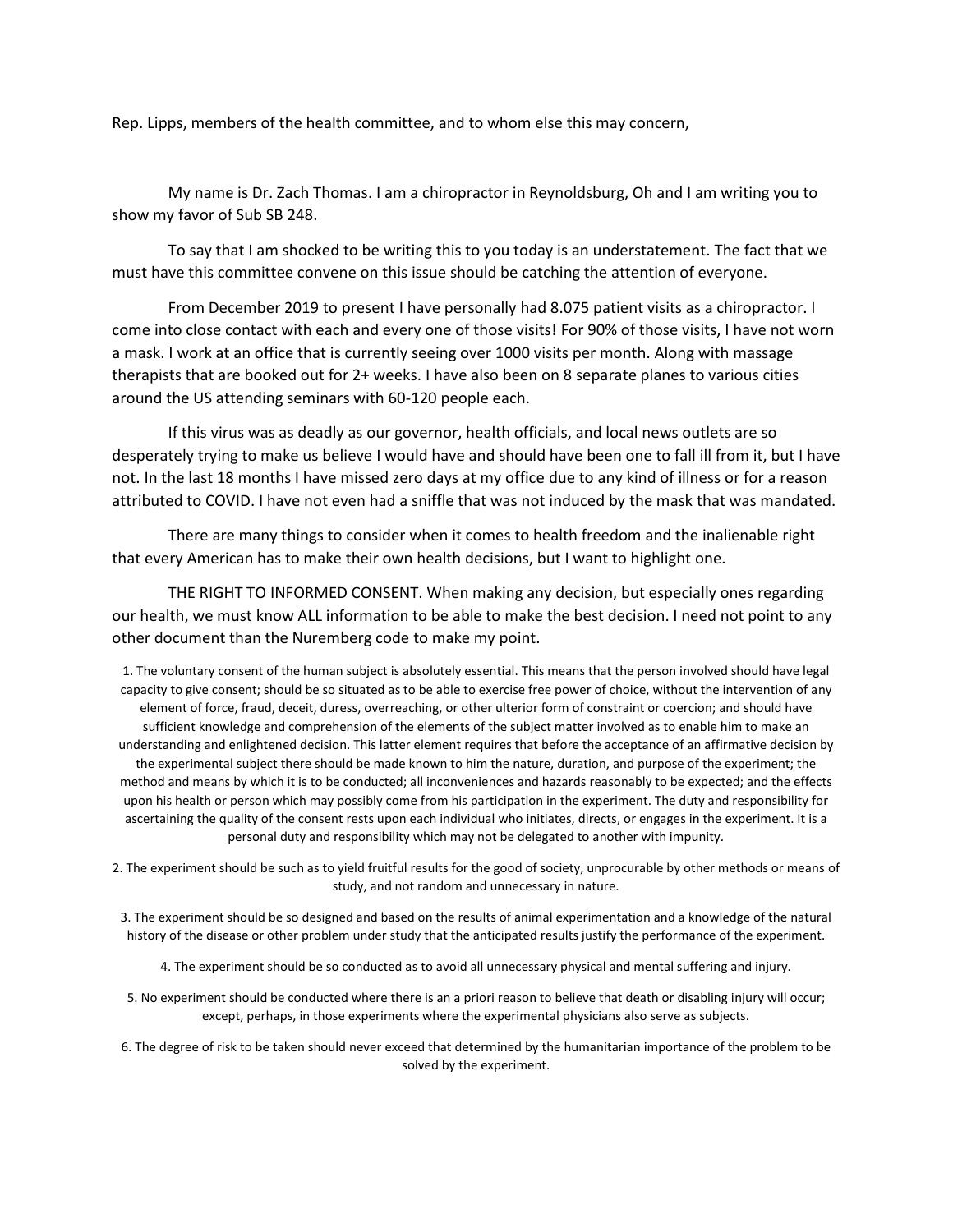Rep. Lipps, members of the health committee, and to whom else this may concern,

My name is Dr. Zach Thomas. I am a chiropractor in Reynoldsburg, Oh and I am writing you to show my favor of Sub SB 248.

To say that I am shocked to be writing this to you today is an understatement. The fact that we must have this committee convene on this issue should be catching the attention of everyone.

From December 2019 to present I have personally had 8.075 patient visits as a chiropractor. I come into close contact with each and every one of those visits! For 90% of those visits, I have not worn a mask. I work at an office that is currently seeing over 1000 visits per month. Along with massage therapists that are booked out for 2+ weeks. I have also been on 8 separate planes to various cities around the US attending seminars with 60-120 people each.

If this virus was as deadly as our governor, health officials, and local news outlets are so desperately trying to make us believe I would have and should have been one to fall ill from it, but I have not. In the last 18 months I have missed zero days at my office due to any kind of illness or for a reason attributed to COVID. I have not even had a sniffle that was not induced by the mask that was mandated.

There are many things to consider when it comes to health freedom and the inalienable right that every American has to make their own health decisions, but I want to highlight one.

THE RIGHT TO INFORMED CONSENT. When making any decision, but especially ones regarding our health, we must know ALL information to be able to make the best decision. I need not point to any other document than the Nuremberg code to make my point.

1. The voluntary consent of the human subject is absolutely essential. This means that the person involved should have legal capacity to give consent; should be so situated as to be able to exercise free power of choice, without the intervention of any element of force, fraud, deceit, duress, overreaching, or other ulterior form of constraint or coercion; and should have sufficient knowledge and comprehension of the elements of the subject matter involved as to enable him to make an understanding and enlightened decision. This latter element requires that before the acceptance of an affirmative decision by the experimental subject there should be made known to him the nature, duration, and purpose of the experiment; the method and means by which it is to be conducted; all inconveniences and hazards reasonably to be expected; and the effects upon his health or person which may possibly come from his participation in the experiment. The duty and responsibility for ascertaining the quality of the consent rests upon each individual who initiates, directs, or engages in the experiment. It is a personal duty and responsibility which may not be delegated to another with impunity.

2. The experiment should be such as to yield fruitful results for the good of society, unprocurable by other methods or means of study, and not random and unnecessary in nature.

3. The experiment should be so designed and based on the results of animal experimentation and a knowledge of the natural history of the disease or other problem under study that the anticipated results justify the performance of the experiment.

4. The experiment should be so conducted as to avoid all unnecessary physical and mental suffering and injury.

5. No experiment should be conducted where there is an a priori reason to believe that death or disabling injury will occur; except, perhaps, in those experiments where the experimental physicians also serve as subjects.

6. The degree of risk to be taken should never exceed that determined by the humanitarian importance of the problem to be solved by the experiment.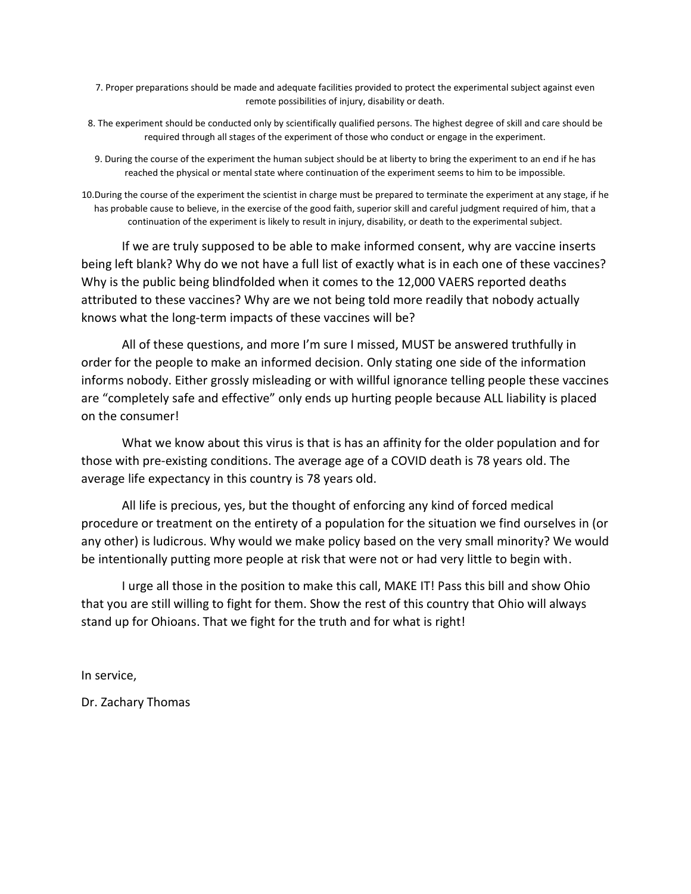7. Proper preparations should be made and adequate facilities provided to protect the experimental subject against even remote possibilities of injury, disability or death.

8. The experiment should be conducted only by scientifically qualified persons. The highest degree of skill and care should be required through all stages of the experiment of those who conduct or engage in the experiment.

9. During the course of the experiment the human subject should be at liberty to bring the experiment to an end if he has reached the physical or mental state where continuation of the experiment seems to him to be impossible.

10.During the course of the experiment the scientist in charge must be prepared to terminate the experiment at any stage, if he has probable cause to believe, in the exercise of the good faith, superior skill and careful judgment required of him, that a continuation of the experiment is likely to result in injury, disability, or death to the experimental subject.

If we are truly supposed to be able to make informed consent, why are vaccine inserts being left blank? Why do we not have a full list of exactly what is in each one of these vaccines? Why is the public being blindfolded when it comes to the 12,000 VAERS reported deaths attributed to these vaccines? Why are we not being told more readily that nobody actually knows what the long-term impacts of these vaccines will be?

All of these questions, and more I'm sure I missed, MUST be answered truthfully in order for the people to make an informed decision. Only stating one side of the information informs nobody. Either grossly misleading or with willful ignorance telling people these vaccines are "completely safe and effective" only ends up hurting people because ALL liability is placed on the consumer!

What we know about this virus is that is has an affinity for the older population and for those with pre-existing conditions. The average age of a COVID death is 78 years old. The average life expectancy in this country is 78 years old.

All life is precious, yes, but the thought of enforcing any kind of forced medical procedure or treatment on the entirety of a population for the situation we find ourselves in (or any other) is ludicrous. Why would we make policy based on the very small minority? We would be intentionally putting more people at risk that were not or had very little to begin with.

I urge all those in the position to make this call, MAKE IT! Pass this bill and show Ohio that you are still willing to fight for them. Show the rest of this country that Ohio will always stand up for Ohioans. That we fight for the truth and for what is right!

In service,

Dr. Zachary Thomas